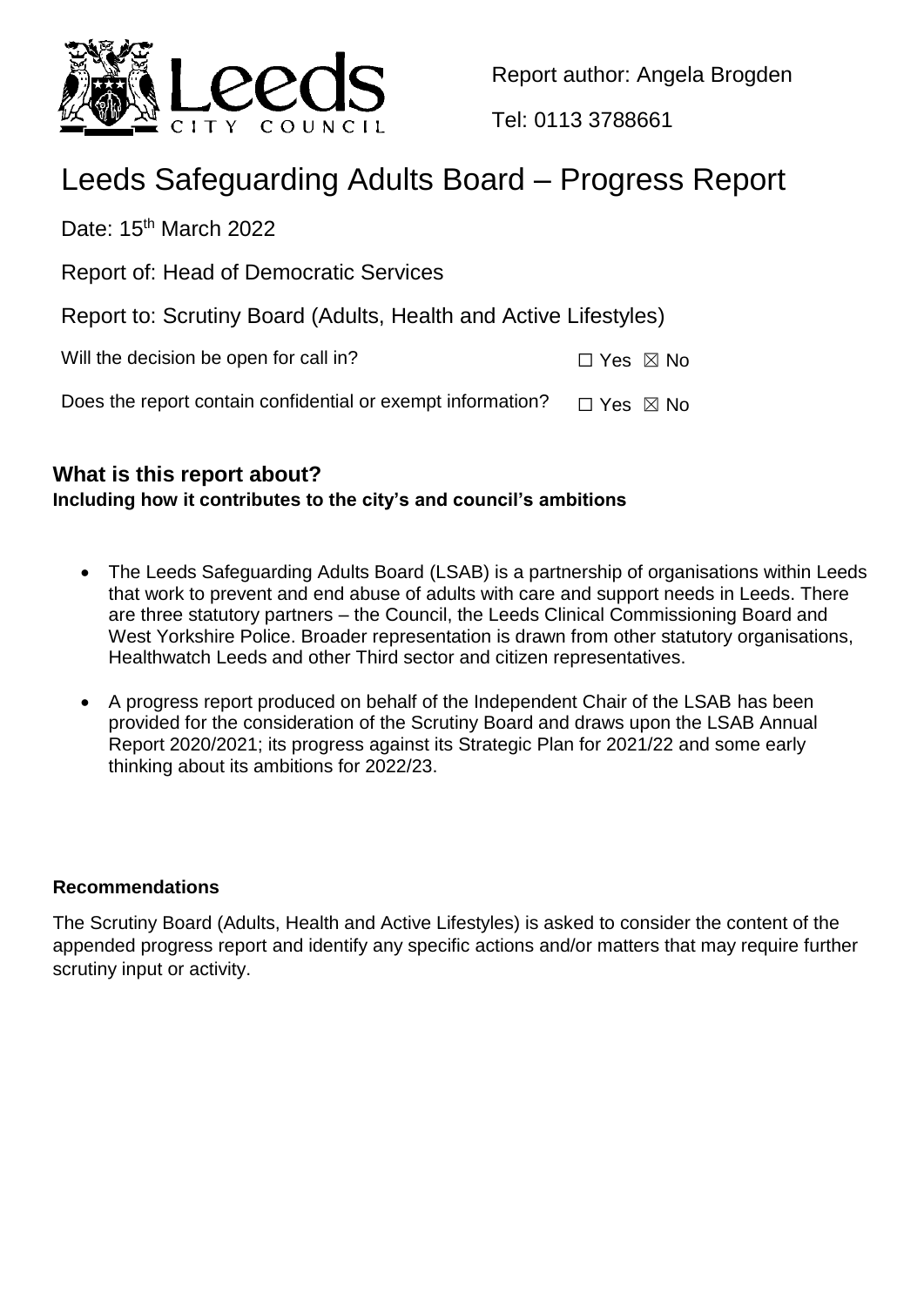Report author: Angela Brogden

Tel: 0113 3788661

# Leeds Safeguarding Adults Board – Progress Report

Date: 15th March 2022

Report of: Head of Democratic Services

Report to: Scrutiny Board (Adults, Health and Active Lifestyles)

Will the decision be open for call in? ☐ Yes ☒ No

Does the report contain confidential or exempt information? ☐ Yes ☒ No

## What is this report about?

**Including how it contributes to the city's and council's ambitions**

- The Leeds Safeguarding Adults Board (LSAB) is a partnership of organisations within Leeds that work to prevent and end abuse of adults with care and support needs in Leeds. There are three statutory partners – the Council, the Leeds Clinical Commissioning Board and West Yorkshire Police. Broader representation is drawn from other statutory organisations, Healthwatch Leeds and other Third sector and citizen representatives.
- A progress report produced on behalf of the Independent Chair of the LSAB has been provided for the consideration of the Scrutiny Board and draws upon the LSAB Annual Report 2020/2021; its progress against its Strategic Plan for 2021/22 and some early thinking about its ambitions for 2022/23.

### Recommendations

The Scrutiny Board (Adults, Health and Active Lifestyles) is asked to consider the content of the appended progress report and identify any specific actions and/or matters that may require further scrutiny input or activity.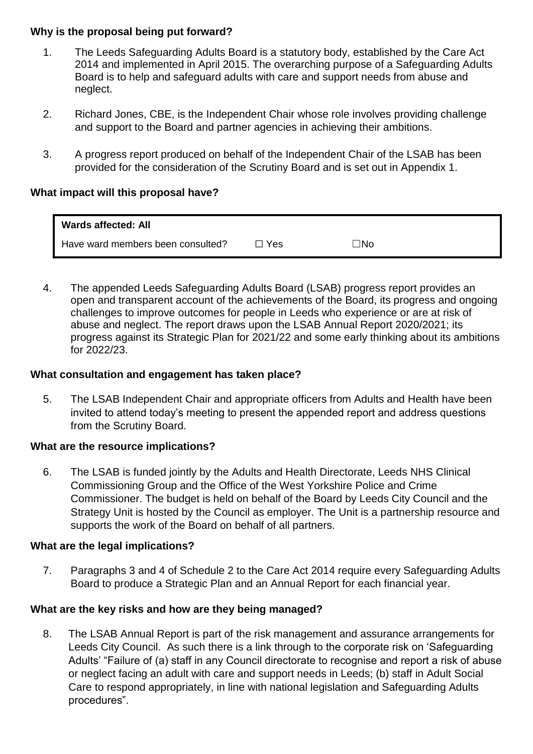**Why is the proposal being put forward?**

1. The Leeds Safeguarding Adults Board is a statutory body, established by the Care Act 2014 and implemented in April 2015. The overarching purpose of a Safeguarding Adults Board is to help and safeguard adults with care and support needs from abuse and neglect.

2. Richard Jones, CBE, is the Independent Chair whose role involves providing challenge and support to the Board and partner agencies in achieving their ambitions.

3. A progress report produced on behalf of the Independent Chair of the LSAB has been provided for the consideration of the Scrutiny Board and is set out in Appendix 1.

**What impact will this proposal have?**

| **Wards affected: All** | | |
| --- | --- | --- |
| Have ward members been consulted? | ☐ Yes | ☐No |

4. The appended Leeds Safeguarding Adults Board (LSAB) progress report provides an open and transparent account of the achievements of the Board, its progress and ongoing challenges to improve outcomes for people in Leeds who experience or are at risk of abuse and neglect. The report draws upon the LSAB Annual Report 2020/2021; its progress against its Strategic Plan for 2021/22 and some early thinking about its ambitions for 2022/23.

**What consultation and engagement has taken place?**

5. The LSAB Independent Chair and appropriate officers from Adults and Health have been invited to attend today's meeting to present the appended report and address questions from the Scrutiny Board.

**What are the resource implications?**

6. The LSAB is funded jointly by the Adults and Health Directorate, Leeds NHS Clinical Commissioning Group and the Office of the West Yorkshire Police and Crime Commissioner. The budget is held on behalf of the Board by Leeds City Council and the Strategy Unit is hosted by the Council as employer. The Unit is a partnership resource and supports the work of the Board on behalf of all partners.

**What are the legal implications?**

7. Paragraphs 3 and 4 of Schedule 2 to the Care Act 2014 require every Safeguarding Adults Board to produce a Strategic Plan and an Annual Report for each financial year.

**What are the key risks and how are they being managed?**

8. The LSAB Annual Report is part of the risk management and assurance arrangements for Leeds City Council. As such there is a link through to the corporate risk on 'Safeguarding Adults' "Failure of (a) staff in any Council directorate to recognise and report a risk of abuse or neglect facing an adult with care and support needs in Leeds; (b) staff in Adult Social Care to respond appropriately, in line with national legislation and Safeguarding Adults procedures".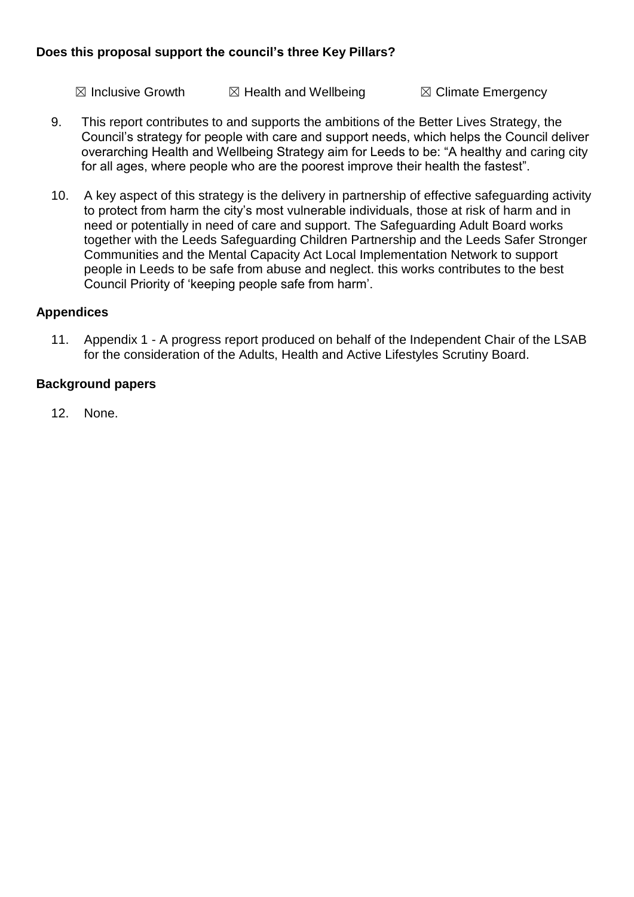**Does this proposal support the council's three Key Pillars?**

☒ Inclusive Growth ☒ Health and Wellbeing ☒ Climate Emergency

9. This report contributes to and supports the ambitions of the Better Lives Strategy, the Council's strategy for people with care and support needs, which helps the Council deliver overarching Health and Wellbeing Strategy aim for Leeds to be: "A healthy and caring city for all ages, where people who are the poorest improve their health the fastest".

10. A key aspect of this strategy is the delivery in partnership of effective safeguarding activity to protect from harm the city's most vulnerable individuals, those at risk of harm and in need or potentially in need of care and support. The Safeguarding Adult Board works together with the Leeds Safeguarding Children Partnership and the Leeds Safer Stronger Communities and the Mental Capacity Act Local Implementation Network to support people in Leeds to be safe from abuse and neglect. this works contributes to the best Council Priority of 'keeping people safe from harm'.

## Appendices

11. Appendix 1 - A progress report produced on behalf of the Independent Chair of the LSAB for the consideration of the Adults, Health and Active Lifestyles Scrutiny Board.

## Background papers

12. None.